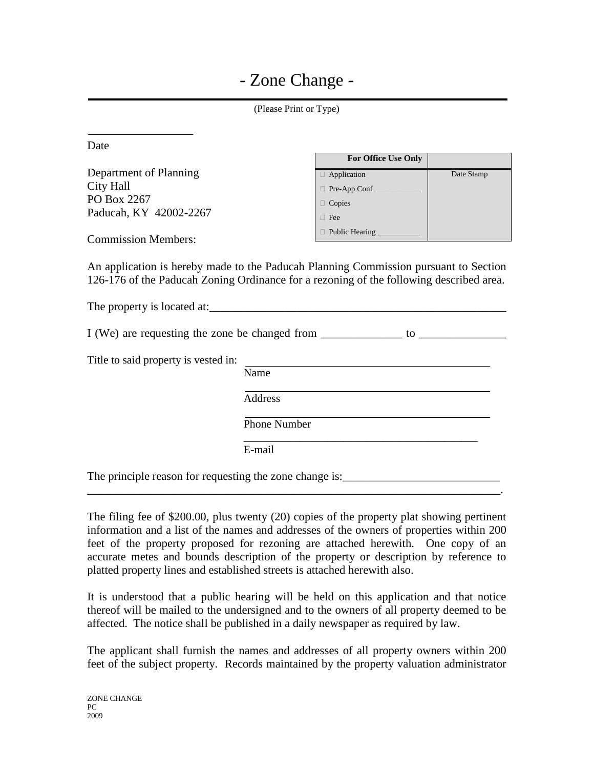# - Zone Change -

(Please Print or Type)

\_\_\_\_\_\_\_\_\_\_\_\_\_\_\_\_\_\_\_\_
Date

| For Office Use Only | |
|---|---|
| ☐ Application | Date Stamp |
| ☐ Pre-App Conf \_\_\_\_\_\_\_\_\_\_\_ | |
| ☐ Copies | |
| ☐ Fee | |
| ☐ Public Hearing \_\_\_\_\_\_\_\_\_\_\_ | |

Department of Planning
City Hall
PO Box 2267
Paducah, KY 42002-2267

Commission Members:

An application is hereby made to the Paducah Planning Commission pursuant to Section 126-176 of the Paducah Zoning Ordinance for a rezoning of the following described area.

The property is located at:\_\_\_\_\_\_\_\_\_\_\_\_\_\_\_\_\_\_\_\_\_\_\_\_\_\_\_\_\_\_\_\_\_\_\_\_\_\_\_\_\_\_\_\_\_\_\_\_\_\_\_\_

I (We) are requesting the zone be changed from \_\_\_\_\_\_\_\_\_\_\_\_\_\_ to \_\_\_\_\_\_\_\_\_\_\_\_\_\_\_

Title to said property is vested in: \_\_\_\_\_\_\_\_\_\_\_\_\_\_\_\_\_\_\_\_\_\_\_\_\_\_\_\_\_\_\_\_\_\_\_\_\_\_\_\_\_\_\_
Name

\_\_\_\_\_\_\_\_\_\_\_\_\_\_\_\_\_\_\_\_\_\_\_\_\_\_\_\_\_\_\_\_\_\_\_\_\_\_\_\_\_\_\_
Address

\_\_\_\_\_\_\_\_\_\_\_\_\_\_\_\_\_\_\_\_\_\_\_\_\_\_\_\_\_\_\_\_\_\_\_\_\_\_\_\_\_\_\_
Phone Number

\_\_\_\_\_\_\_\_\_\_\_\_\_\_\_\_\_\_\_\_\_\_\_\_\_\_\_\_\_\_\_\_\_\_\_\_\_\_\_\_\_\_\_
E-mail

The principle reason for requesting the zone change is:\_\_\_\_\_\_\_\_\_\_\_\_\_\_\_\_\_\_\_\_\_\_\_\_\_\_\_
\_\_\_\_\_\_\_\_\_\_\_\_\_\_\_\_\_\_\_\_\_\_\_\_\_\_\_\_\_\_\_\_\_\_\_\_\_\_\_\_\_\_\_\_\_\_\_\_\_\_\_\_\_\_\_\_\_\_\_\_\_\_\_\_\_\_\_\_\_\_\_\_\_\_\_.

The filing fee of $200.00, plus twenty (20) copies of the property plat showing pertinent information and a list of the names and addresses of the owners of properties within 200 feet of the property proposed for rezoning are attached herewith. One copy of an accurate metes and bounds description of the property or description by reference to platted property lines and established streets is attached herewith also.

It is understood that a public hearing will be held on this application and that notice thereof will be mailed to the undersigned and to the owners of all property deemed to be affected. The notice shall be published in a daily newspaper as required by law.

The applicant shall furnish the names and addresses of all property owners within 200 feet of the subject property. Records maintained by the property valuation administrator

ZONE CHANGE
PC
2009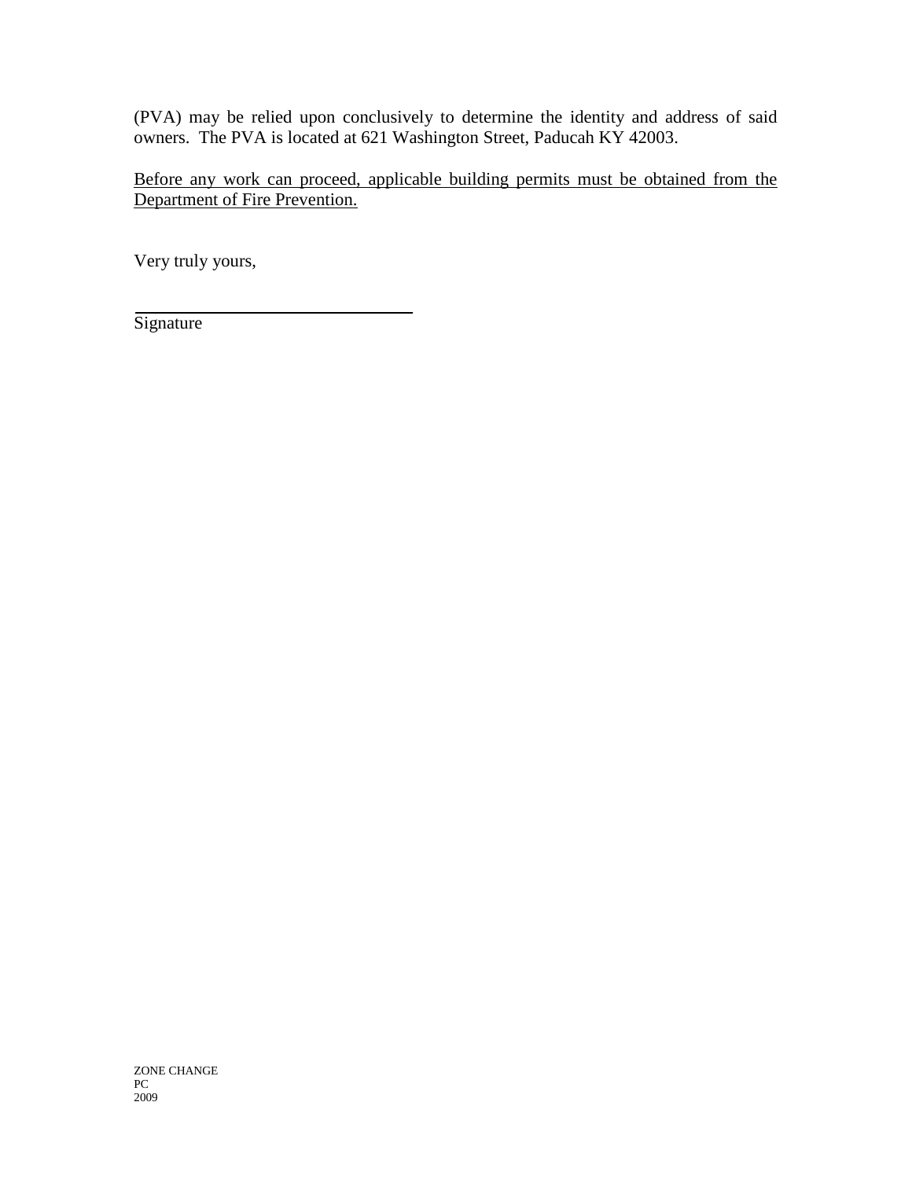(PVA) may be relied upon conclusively to determine the identity and address of said owners. The PVA is located at 621 Washington Street, Paducah KY 42003.

<u>Before any work can proceed, applicable building permits must be obtained from the Department of Fire Prevention.</u>

Very truly yours,

\_\_\_\_\_\_\_\_\_\_\_\_\_\_\_\_\_\_\_\_\_\_\_\_\_\_\_\_\_\_

Signature

ZONE CHANGE
PC
2009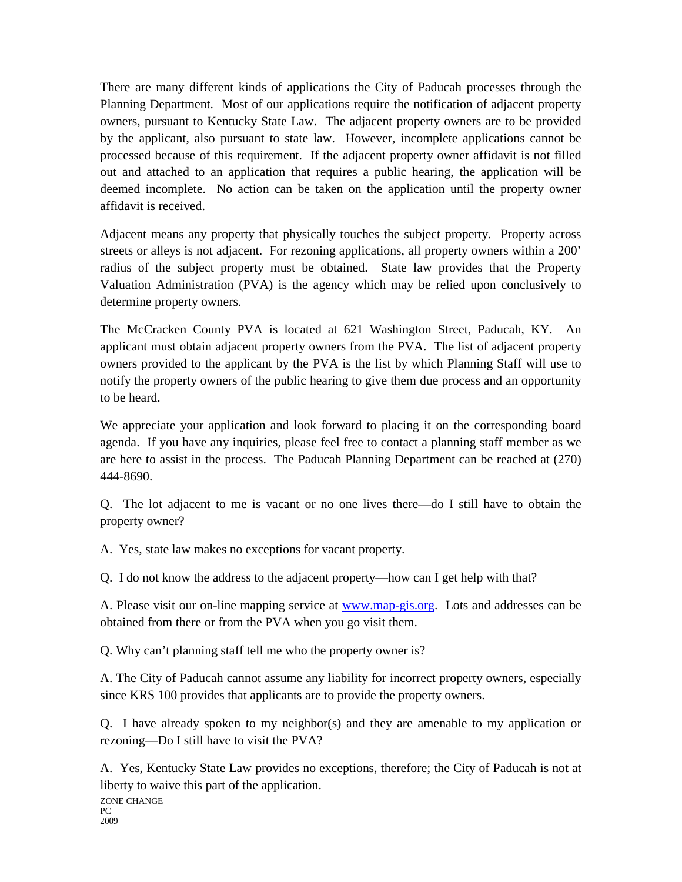There are many different kinds of applications the City of Paducah processes through the Planning Department. Most of our applications require the notification of adjacent property owners, pursuant to Kentucky State Law. The adjacent property owners are to be provided by the applicant, also pursuant to state law. However, incomplete applications cannot be processed because of this requirement. If the adjacent property owner affidavit is not filled out and attached to an application that requires a public hearing, the application will be deemed incomplete. No action can be taken on the application until the property owner affidavit is received.

Adjacent means any property that physically touches the subject property. Property across streets or alleys is not adjacent. For rezoning applications, all property owners within a 200' radius of the subject property must be obtained. State law provides that the Property Valuation Administration (PVA) is the agency which may be relied upon conclusively to determine property owners.

The McCracken County PVA is located at 621 Washington Street, Paducah, KY. An applicant must obtain adjacent property owners from the PVA. The list of adjacent property owners provided to the applicant by the PVA is the list by which Planning Staff will use to notify the property owners of the public hearing to give them due process and an opportunity to be heard.

We appreciate your application and look forward to placing it on the corresponding board agenda. If you have any inquiries, please feel free to contact a planning staff member as we are here to assist in the process. The Paducah Planning Department can be reached at (270) 444-8690.

Q. The lot adjacent to me is vacant or no one lives there—do I still have to obtain the property owner?

A. Yes, state law makes no exceptions for vacant property.

Q. I do not know the address to the adjacent property—how can I get help with that?

A. Please visit our on-line mapping service at [www.map-gis.org](http://www.map-gis.org). Lots and addresses can be obtained from there or from the PVA when you go visit them.

Q. Why can't planning staff tell me who the property owner is?

A. The City of Paducah cannot assume any liability for incorrect property owners, especially since KRS 100 provides that applicants are to provide the property owners.

Q. I have already spoken to my neighbor(s) and they are amenable to my application or rezoning—Do I still have to visit the PVA?

A. Yes, Kentucky State Law provides no exceptions, therefore; the City of Paducah is not at liberty to waive this part of the application.

ZONE CHANGE
PC
2009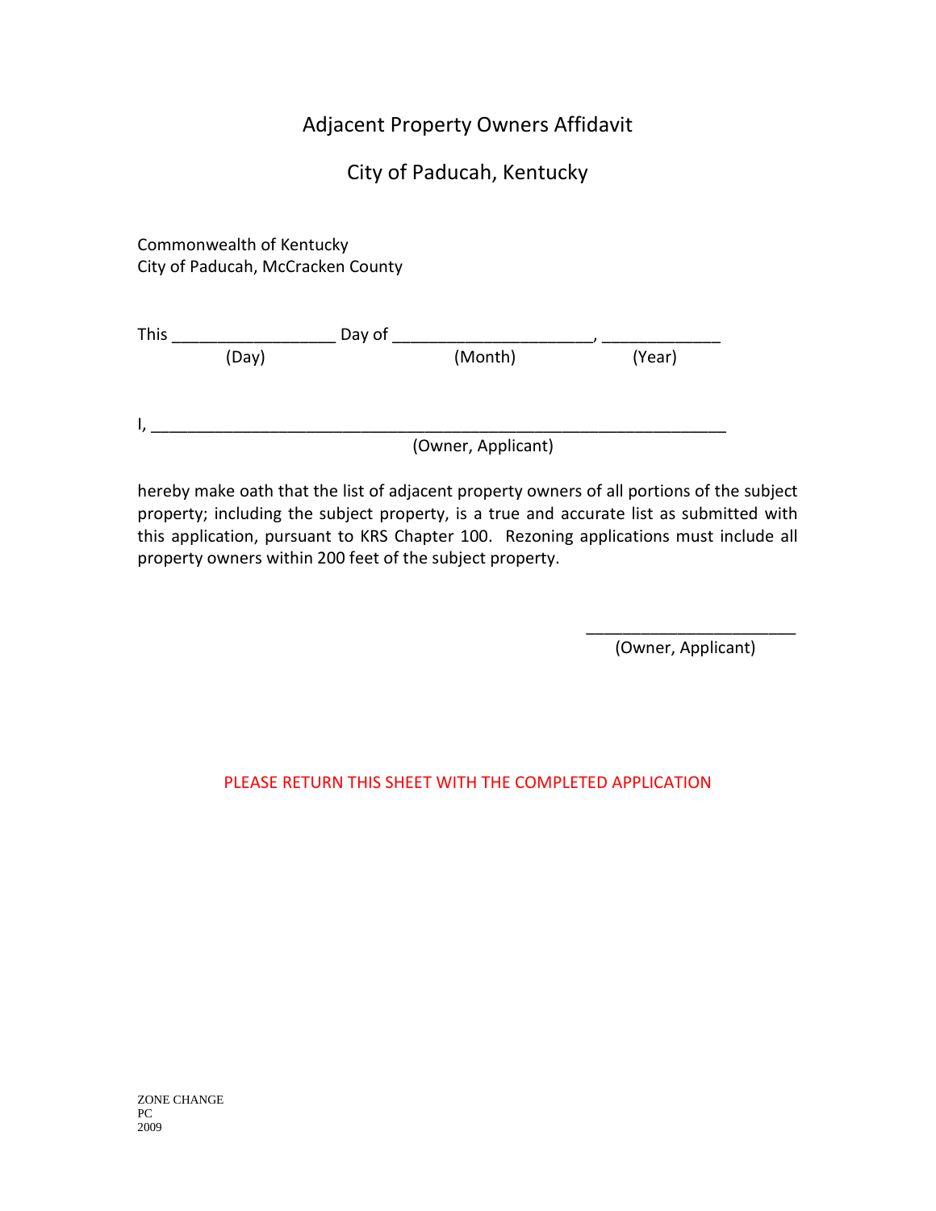# Adjacent Property Owners Affidavit

## City of Paducah, Kentucky

Commonwealth of Kentucky
City of Paducah, McCracken County

This __________________ Day of ______________________, _____________
(Day) (Month) (Year)

I, _________________________________________________________________
(Owner, Applicant)

hereby make oath that the list of adjacent property owners of all portions of the subject property; including the subject property, is a true and accurate list as submitted with this application, pursuant to KRS Chapter 100. Rezoning applications must include all property owners within 200 feet of the subject property.

_______________________
(Owner, Applicant)

PLEASE RETURN THIS SHEET WITH THE COMPLETED APPLICATION

ZONE CHANGE
PC
2009